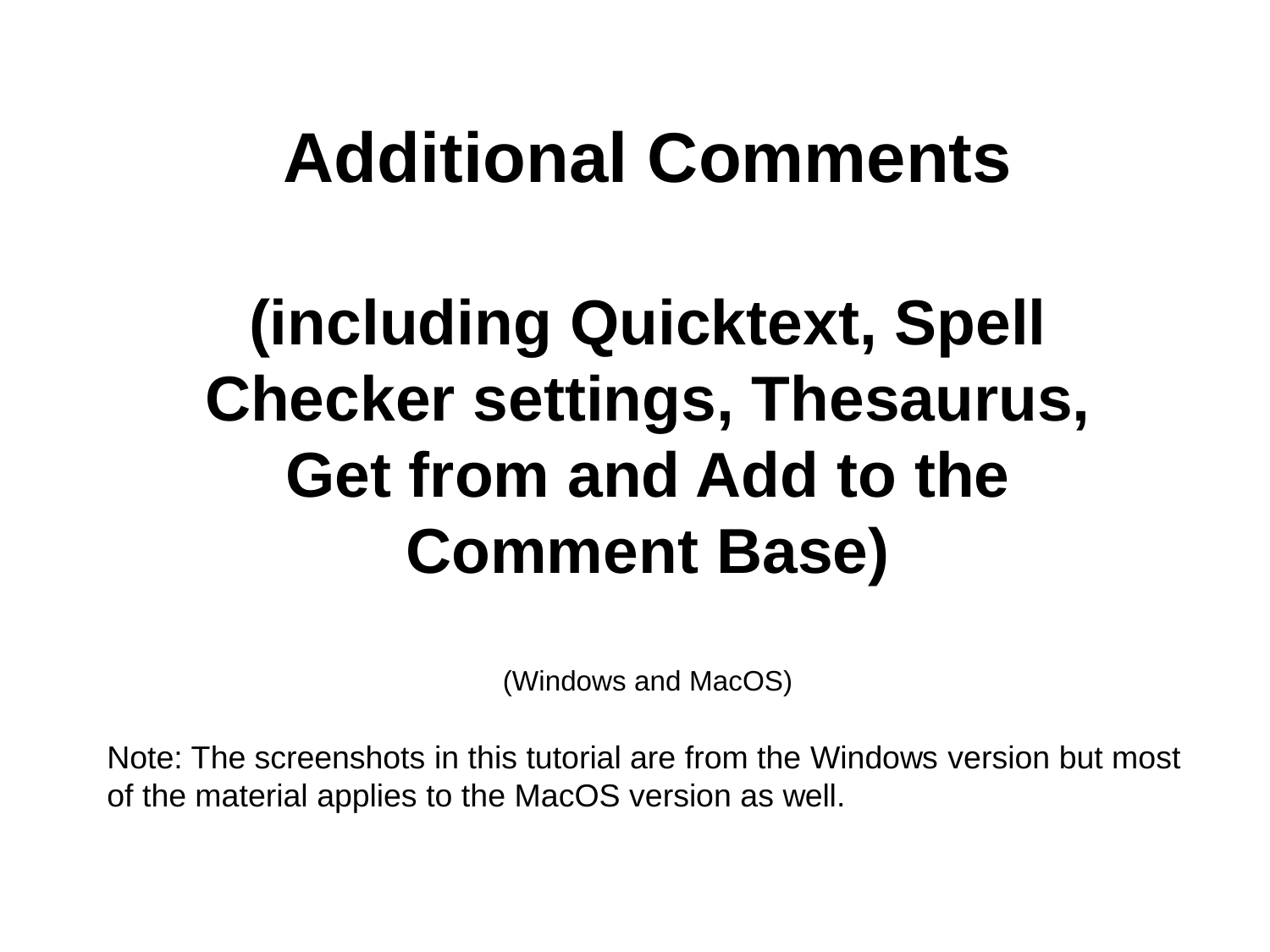# Additional Comments

## (including Quicktext, Spell Checker settings, Thesaurus, Get from and Add to the Comment Base)

(Windows and MacOS)

Note: The screenshots in this tutorial are from the Windows version but most of the material applies to the MacOS version as well.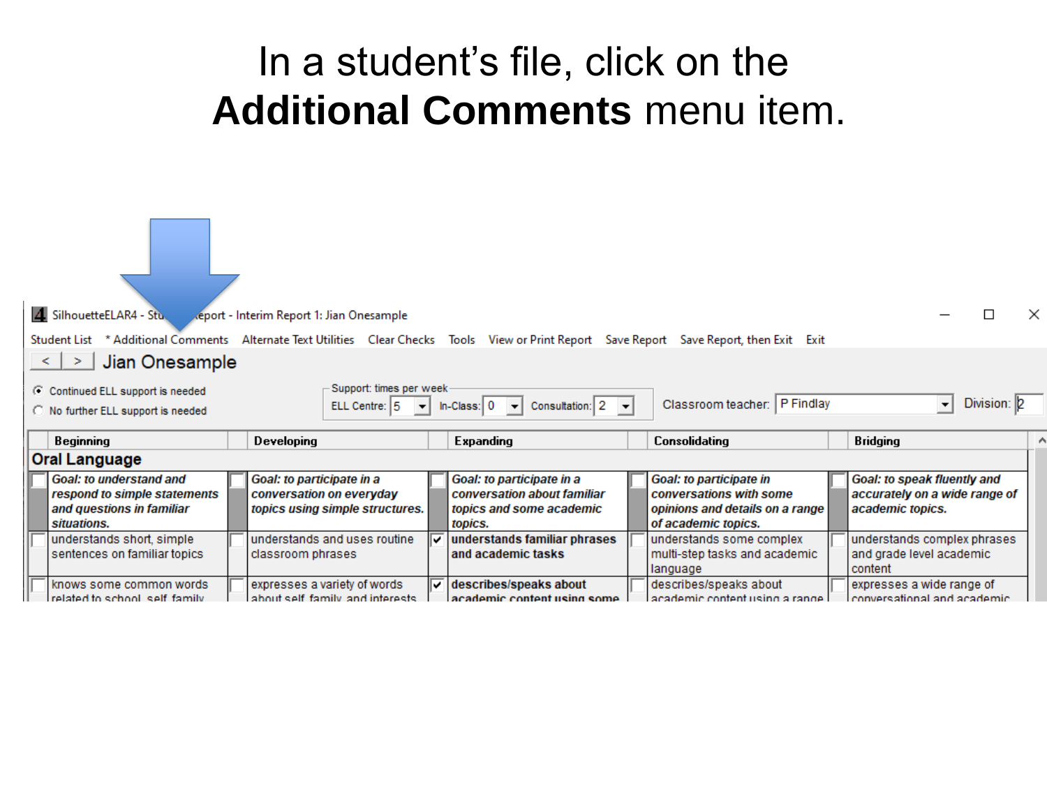# In a student's file, click on the **Additional Comments** menu item.

SilhouetteELAR4 - Student Report - Interim Report 1: Jian Onesample

Student List | * Additional Comments | Alternate Text Utilities | Clear Checks | Tools | View or Print Report | Save Report | Save Report, then Exit | Exit

Jian Onesample

- Continued ELL support is needed
- No further ELL support is needed

Support: times per week — ELL Centre: 5 | In-Class: 0 | Consultation: 2

Classroom teacher: P Findlay | Division: 2

| Beginning | Developing | Expanding | Consolidating | Bridging |
|---|---|---|---|---|
| **Oral Language** | | | | |
| ***Goal: to understand and respond to simple statements and questions in familiar situations.*** | ***Goal: to participate in a conversation on everyday topics using simple structures.*** | ***Goal: to participate in a conversation about familiar topics and some academic topics.*** | ***Goal: to participate in conversations with some opinions and details on a range of academic topics.*** | ***Goal: to speak fluently and accurately on a wide range of academic topics.*** |
| understands short, simple sentences on familiar topics | understands and uses routine classroom phrases | ☑ **understands familiar phrases and academic tasks** | understands some complex multi-step tasks and academic language | understands complex phrases and grade level academic content |
| knows some common words related to school, self, family | expresses a variety of words about self, family, and interests | ☑ **describes/speaks about academic content using some** | describes/speaks about academic content using a range | expresses a wide range of conversational and academic |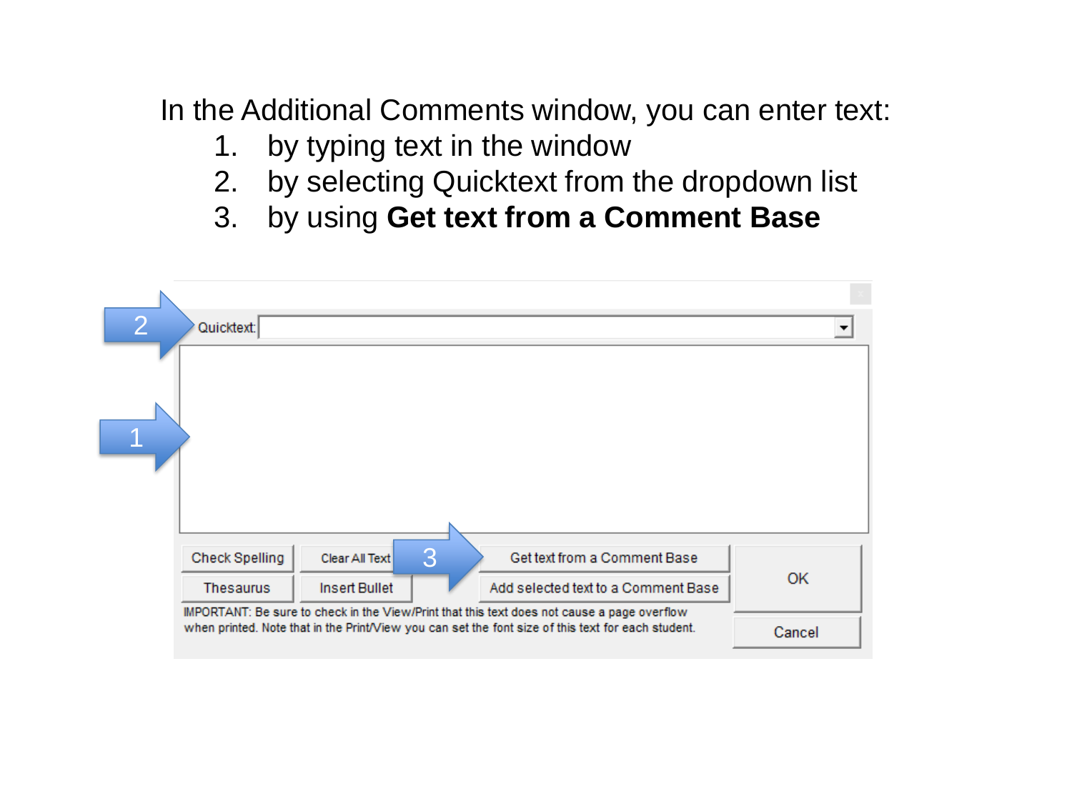In the Additional Comments window, you can enter text:

1. by typing text in the window
2. by selecting Quicktext from the dropdown list
3. by using **Get text from a Comment Base**

Quicktext:

Check Spelling | Clear All Text | Get text from a Comment Base | OK

Thesaurus | Insert Bullet | Add selected text to a Comment Base | Cancel

IMPORTANT: Be sure to check in the View/Print that this text does not cause a page overflow when printed. Note that in the Print/View you can set the font size of this text for each student.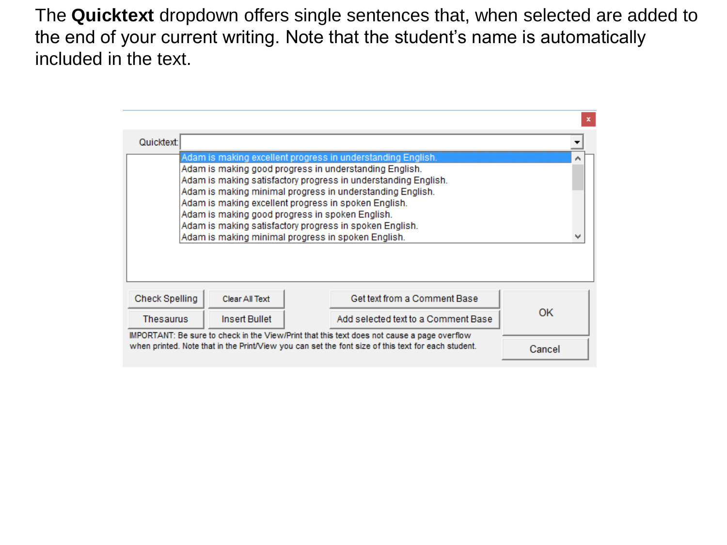The **Quicktext** dropdown offers single sentences that, when selected are added to the end of your current writing. Note that the student's name is automatically included in the text.

Quicktext:

Adam is making excellent progress in understanding English.
Adam is making good progress in understanding English.
Adam is making satisfactory progress in understanding English.
Adam is making minimal progress in understanding English.
Adam is making excellent progress in spoken English.
Adam is making good progress in spoken English.
Adam is making satisfactory progress in spoken English.
Adam is making minimal progress in spoken English.

Check Spelling | Clear All Text | Get text from a Comment Base | OK
Thesaurus | Insert Bullet | Add selected text to a Comment Base | Cancel

IMPORTANT: Be sure to check in the View/Print that this text does not cause a page overflow when printed. Note that in the Print/View you can set the font size of this text for each student.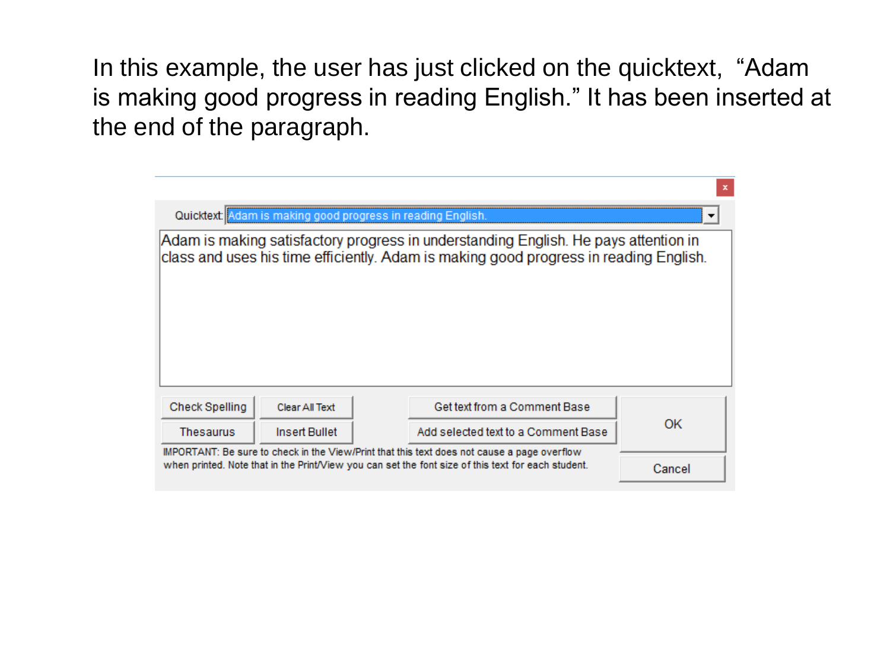In this example, the user has just clicked on the quicktext, "Adam is making good progress in reading English." It has been inserted at the end of the paragraph.

Quicktext: Adam is making good progress in reading English.

Adam is making satisfactory progress in understanding English. He pays attention in class and uses his time efficiently. Adam is making good progress in reading English.

Check Spelling | Clear All Text | Get text from a Comment Base | OK

Thesaurus | Insert Bullet | Add selected text to a Comment Base | Cancel

IMPORTANT: Be sure to check in the View/Print that this text does not cause a page overflow when printed. Note that in the Print/View you can set the font size of this text for each student.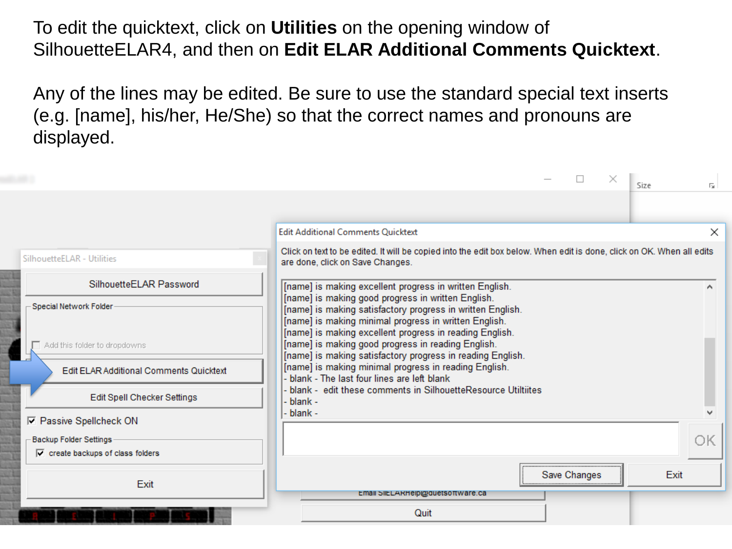To edit the quicktext, click on **Utilities** on the opening window of SilhouetteELAR4, and then on **Edit ELAR Additional Comments Quicktext**.

Any of the lines may be edited. Be sure to use the standard special text inserts (e.g. [name], his/her, He/She) so that the correct names and pronouns are displayed.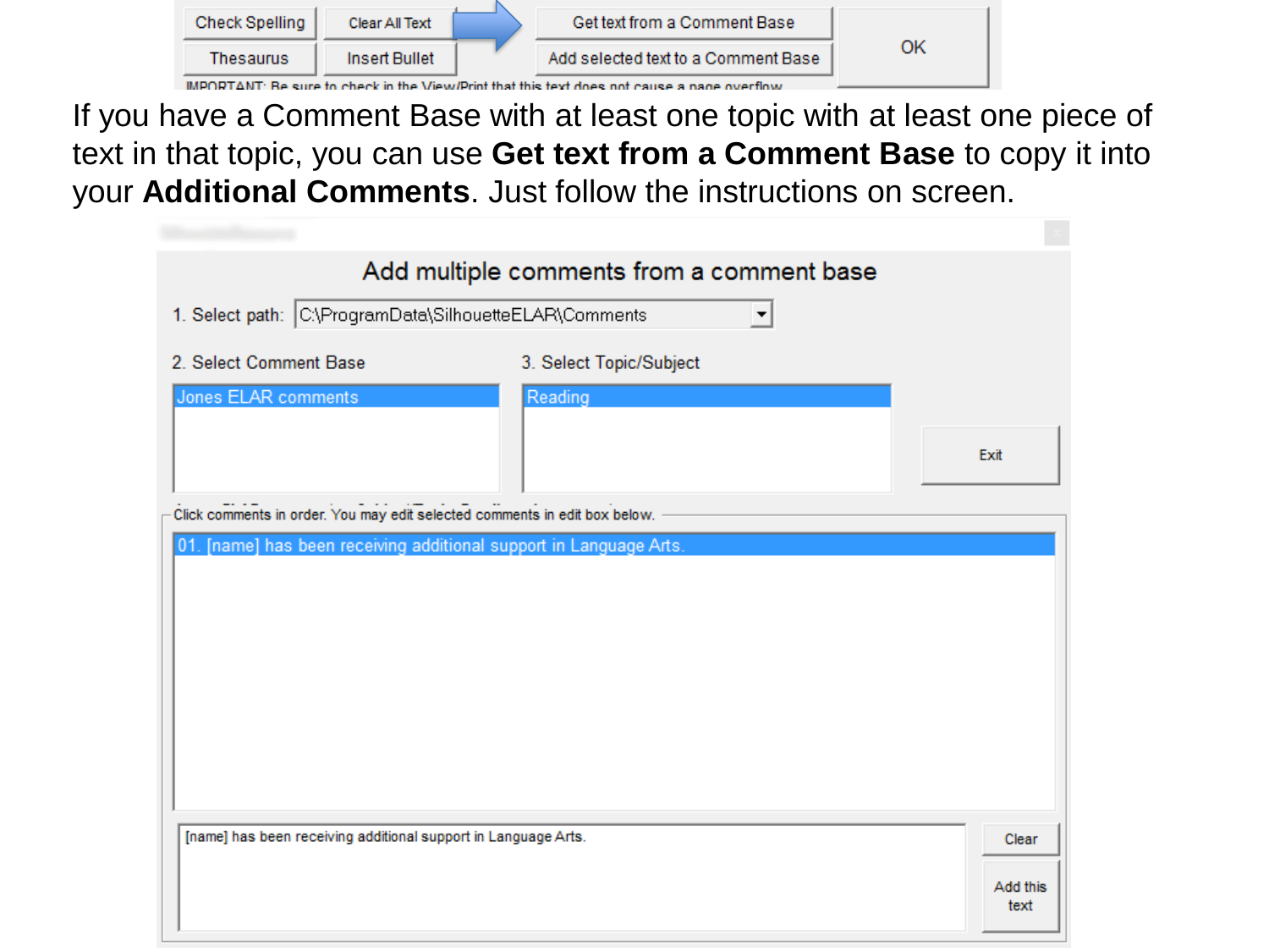If you have a Comment Base with at least one topic with at least one piece of text in that topic, you can use **Get text from a Comment Base** to copy it into your **Additional Comments**. Just follow the instructions on screen.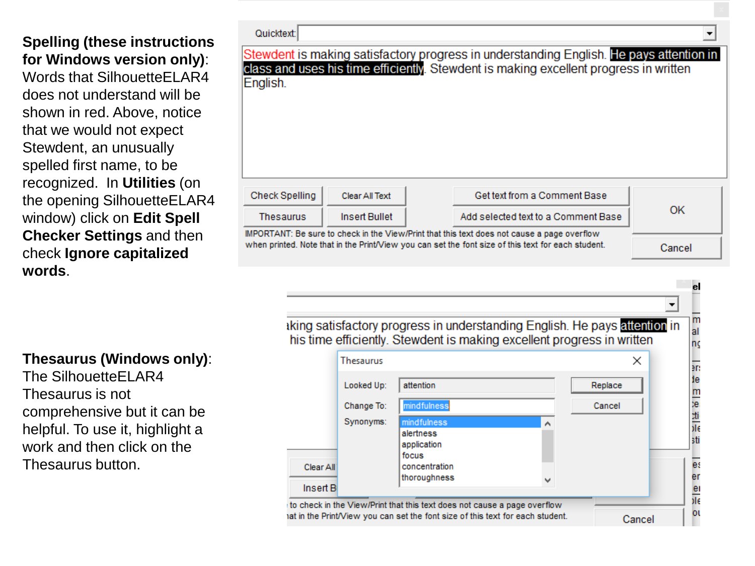**Spelling (these instructions for Windows version only)**: Words that SilhouetteELAR4 does not understand will be shown in red. Above, notice that we would not expect Stewdent, an unusually spelled first name, to be recognized. In **Utilities** (on the opening SilhouetteELAR4 window) click on **Edit Spell Checker Settings** and then check **Ignore capitalized words**.

**Thesaurus (Windows only)**: The SilhouetteELAR4 Thesaurus is not comprehensive but it can be helpful. To use it, highlight a work and then click on the Thesaurus button.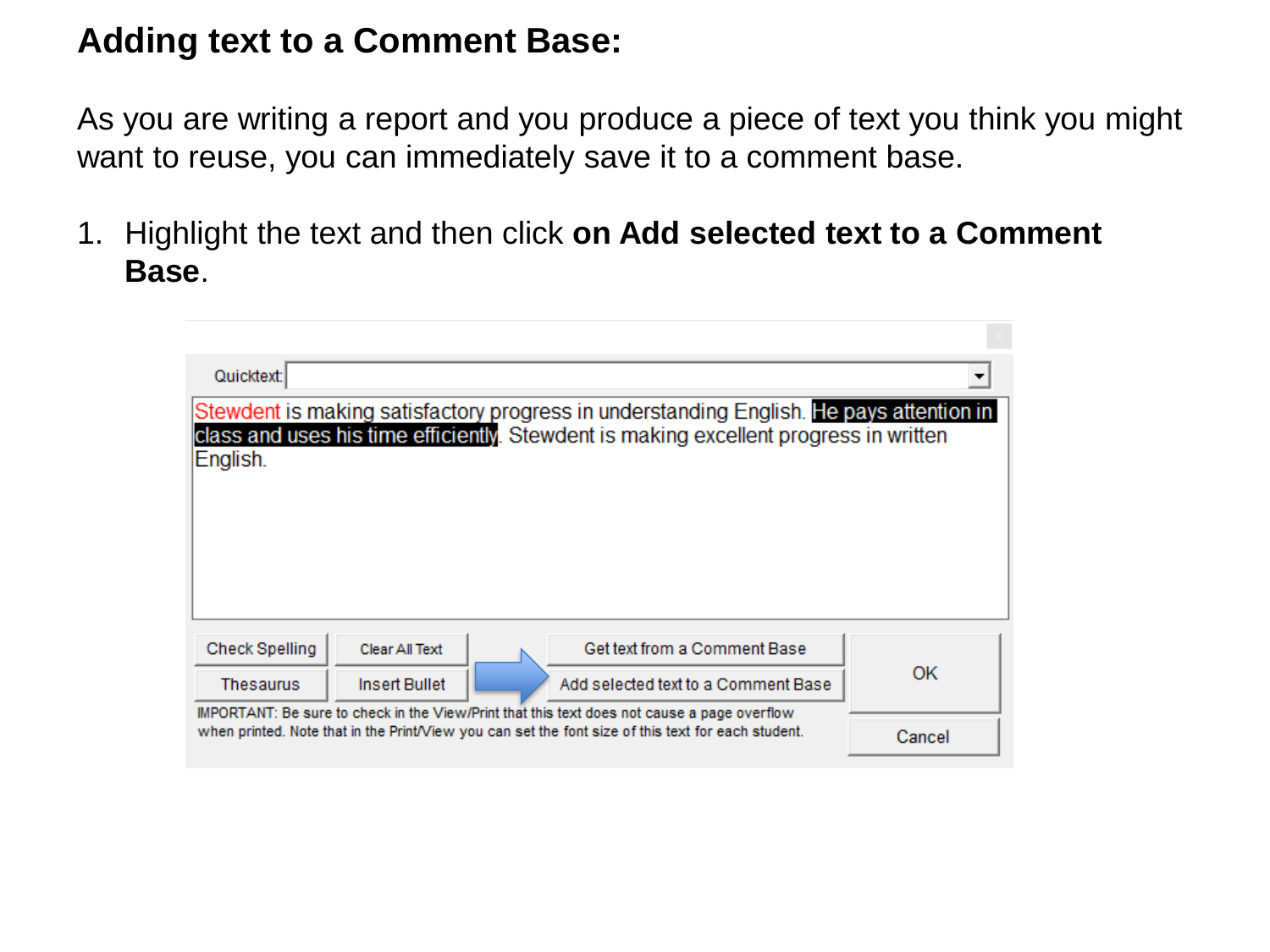# Adding text to a Comment Base:

As you are writing a report and you produce a piece of text you think you might want to reuse, you can immediately save it to a comment base.

1. Highlight the text and then click **on Add selected text to a Comment Base**.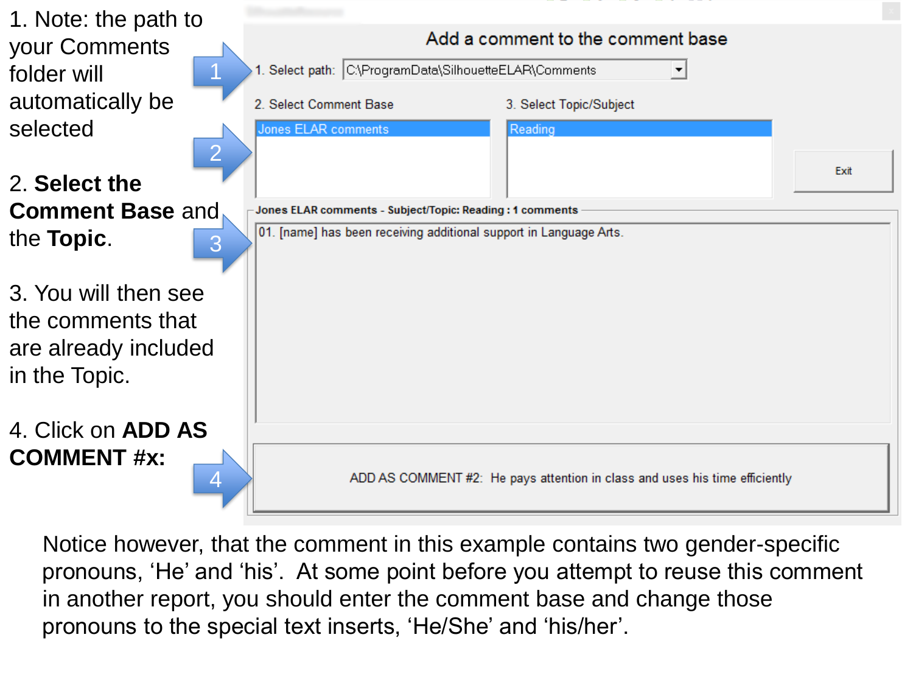1. Note: the path to your Comments folder will automatically be selected

2. **Select the Comment Base** and the **Topic**.

3. You will then see the comments that are already included in the Topic.

4. Click on **ADD AS COMMENT #x:**

Add a comment to the comment base

1. Select path: C:\ProgramData\SilhouetteELAR\Comments

2. Select Comment Base

Jones ELAR comments

3. Select Topic/Subject

Reading

Exit

Jones ELAR comments - Subject/Topic: Reading : 1 comments

01. [name] has been receiving additional support in Language Arts.

ADD AS COMMENT #2: He pays attention in class and uses his time efficiently

Notice however, that the comment in this example contains two gender-specific pronouns, 'He' and 'his'. At some point before you attempt to reuse this comment in another report, you should enter the comment base and change those pronouns to the special text inserts, 'He/She' and 'his/her'.